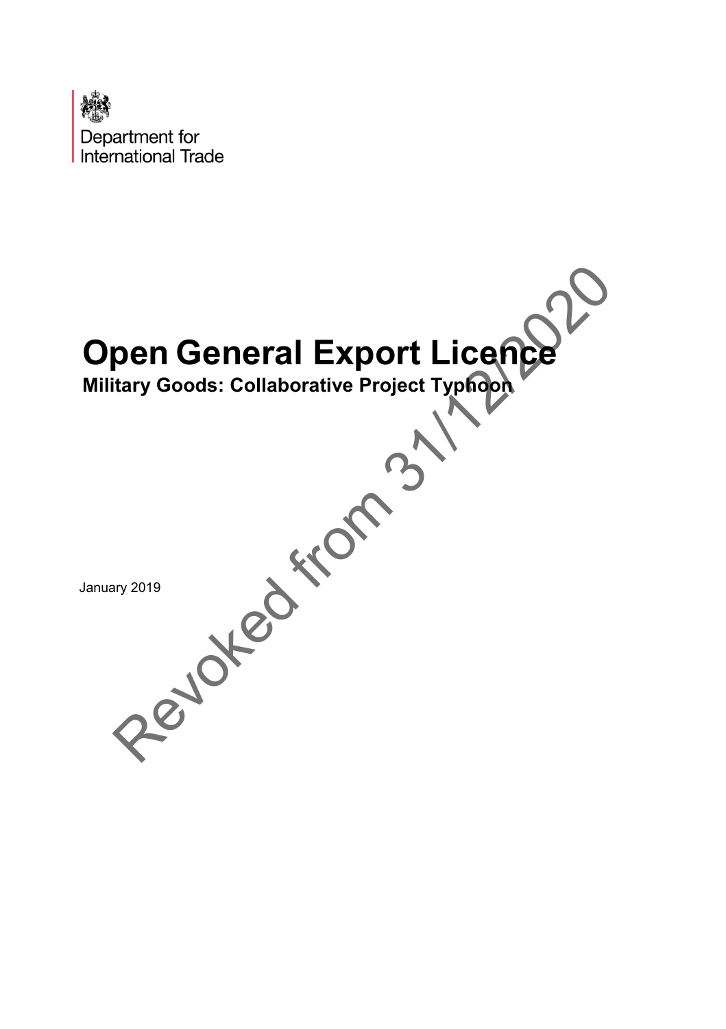Department for International Trade

# Open General Export Licence

**Military Goods: Collaborative Project Typhoon**

January 2019

Revoked from 31/12/2020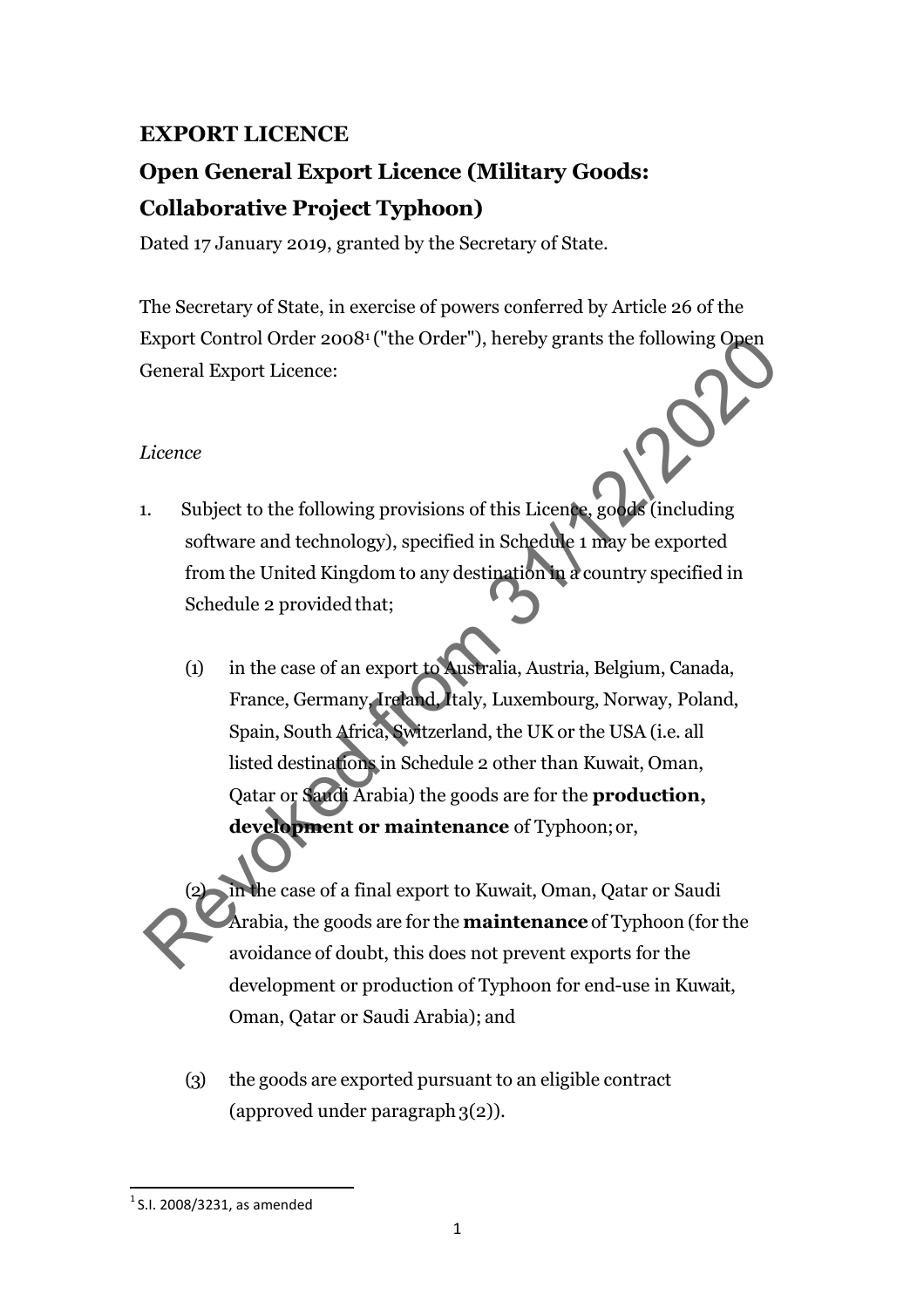**EXPORT LICENCE**

## Open General Export Licence (Military Goods: Collaborative Project Typhoon)

Dated 17 January 2019, granted by the Secretary of State.

The Secretary of State, in exercise of powers conferred by Article 26 of the Export Control Order 2008[1] ("the Order"), hereby grants the following Open General Export Licence:

*Licence*

1. Subject to the following provisions of this Licence, goods (including software and technology), specified in Schedule 1 may be exported from the United Kingdom to any destination in a country specified in Schedule 2 provided that;

   (1) in the case of an export to Australia, Austria, Belgium, Canada, France, Germany, Ireland, Italy, Luxembourg, Norway, Poland, Spain, South Africa, Switzerland, the UK or the USA (i.e. all listed destinations in Schedule 2 other than Kuwait, Oman, Qatar or Saudi Arabia) the goods are for the **production, development or maintenance** of Typhoon; or,

   (2) in the case of a final export to Kuwait, Oman, Qatar or Saudi Arabia, the goods are for the **maintenance** of Typhoon (for the avoidance of doubt, this does not prevent exports for the development or production of Typhoon for end-use in Kuwait, Oman, Qatar or Saudi Arabia); and

   (3) the goods are exported pursuant to an eligible contract (approved under paragraph 3(2)).

[1] S.I. 2008/3231, as amended

Revoked from 31/12/2020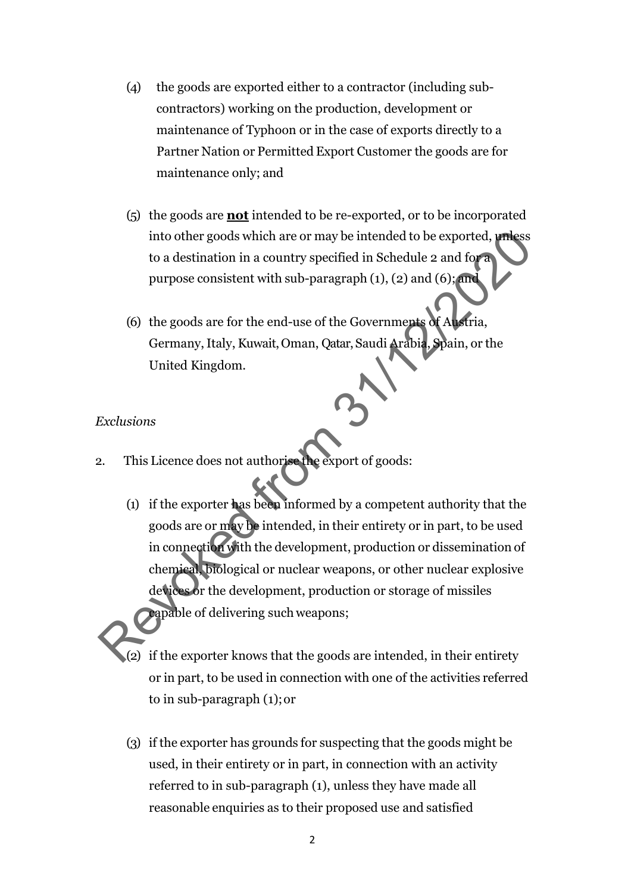(4) the goods are exported either to a contractor (including sub-contractors) working on the production, development or maintenance of Typhoon or in the case of exports directly to a Partner Nation or Permitted Export Customer the goods are for maintenance only; and

(5) the goods are **not** intended to be re-exported, or to be incorporated into other goods which are or may be intended to be exported, unless to a destination in a country specified in Schedule 2 and for a purpose consistent with sub-paragraph (1), (2) and (6); and

(6) the goods are for the end-use of the Governments of Austria, Germany, Italy, Kuwait, Oman, Qatar, Saudi Arabia, Spain, or the United Kingdom.

*Exclusions*

2. This Licence does not authorise the export of goods:

(1) if the exporter has been informed by a competent authority that the goods are or may be intended, in their entirety or in part, to be used in connection with the development, production or dissemination of chemical, biological or nuclear weapons, or other nuclear explosive devices or the development, production or storage of missiles capable of delivering such weapons;

(2) if the exporter knows that the goods are intended, in their entirety or in part, to be used in connection with one of the activities referred to in sub-paragraph (1); or

(3) if the exporter has grounds for suspecting that the goods might be used, in their entirety or in part, in connection with an activity referred to in sub-paragraph (1), unless they have made all reasonable enquiries as to their proposed use and satisfied

Revoked from 31/12/2020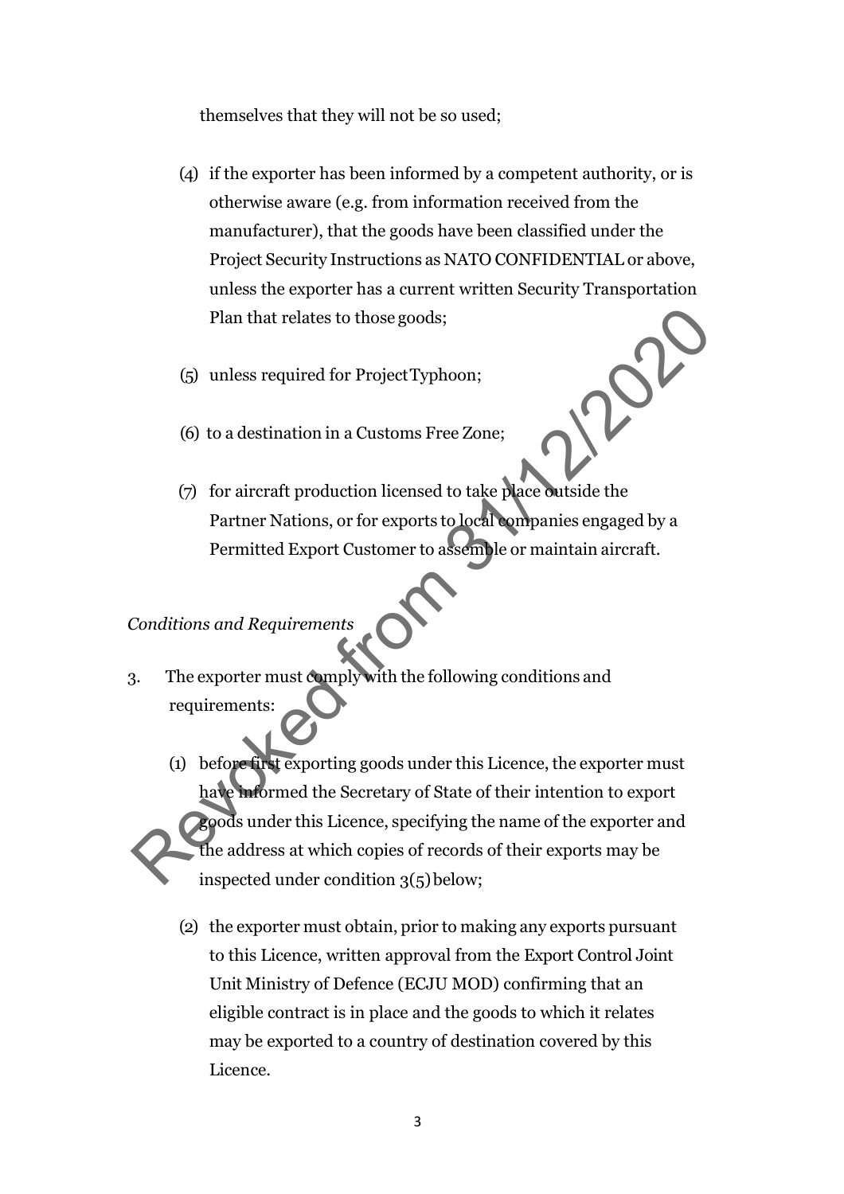themselves that they will not be so used;

(4) if the exporter has been informed by a competent authority, or is otherwise aware (e.g. from information received from the manufacturer), that the goods have been classified under the Project Security Instructions as NATO CONFIDENTIAL or above, unless the exporter has a current written Security Transportation Plan that relates to those goods;

(5) unless required for Project Typhoon;

(6) to a destination in a Customs Free Zone;

(7) for aircraft production licensed to take place outside the Partner Nations, or for exports to local companies engaged by a Permitted Export Customer to assemble or maintain aircraft.

*Conditions and Requirements*

3. The exporter must comply with the following conditions and requirements:

(1) before first exporting goods under this Licence, the exporter must have informed the Secretary of State of their intention to export goods under this Licence, specifying the name of the exporter and the address at which copies of records of their exports may be inspected under condition 3(5) below;

(2) the exporter must obtain, prior to making any exports pursuant to this Licence, written approval from the Export Control Joint Unit Ministry of Defence (ECJU MOD) confirming that an eligible contract is in place and the goods to which it relates may be exported to a country of destination covered by this Licence.

Revoked from 31/12/2020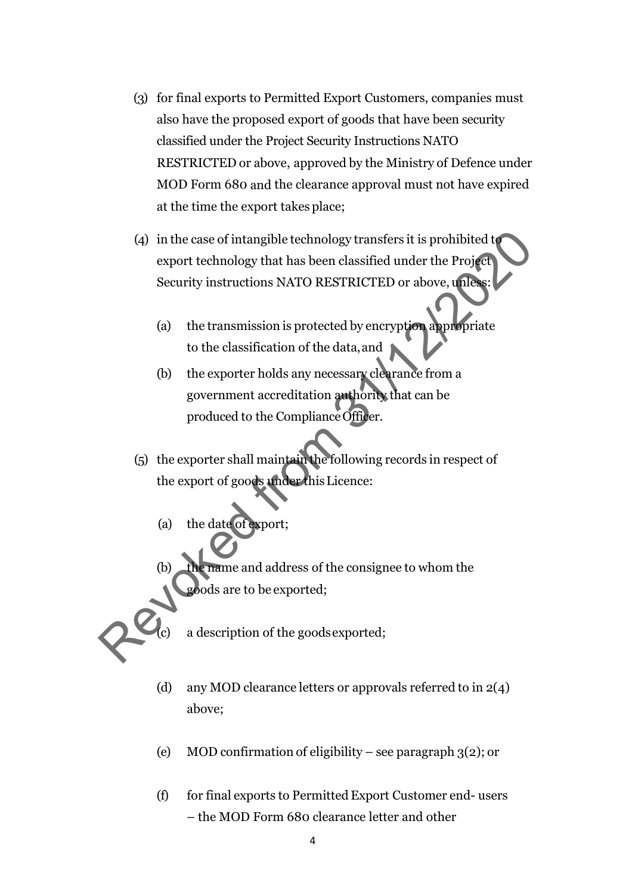(3) for final exports to Permitted Export Customers, companies must also have the proposed export of goods that have been security classified under the Project Security Instructions NATO RESTRICTED or above, approved by the Ministry of Defence under MOD Form 680 and the clearance approval must not have expired at the time the export takes place;

(4) in the case of intangible technology transfers it is prohibited to export technology that has been classified under the Project Security instructions NATO RESTRICTED or above, unless:

  (a) the transmission is protected by encryption appropriate to the classification of the data, and

  (b) the exporter holds any necessary clearance from a government accreditation authority that can be produced to the Compliance Officer.

(5) the exporter shall maintain the following records in respect of the export of goods under this Licence:

  (a) the date of export;

  (b) the name and address of the consignee to whom the goods are to be exported;

  (c) a description of the goods exported;

  (d) any MOD clearance letters or approvals referred to in 2(4) above;

  (e) MOD confirmation of eligibility – see paragraph 3(2); or

  (f) for final exports to Permitted Export Customer end- users – the MOD Form 680 clearance letter and other

Revoked from 31/12/2020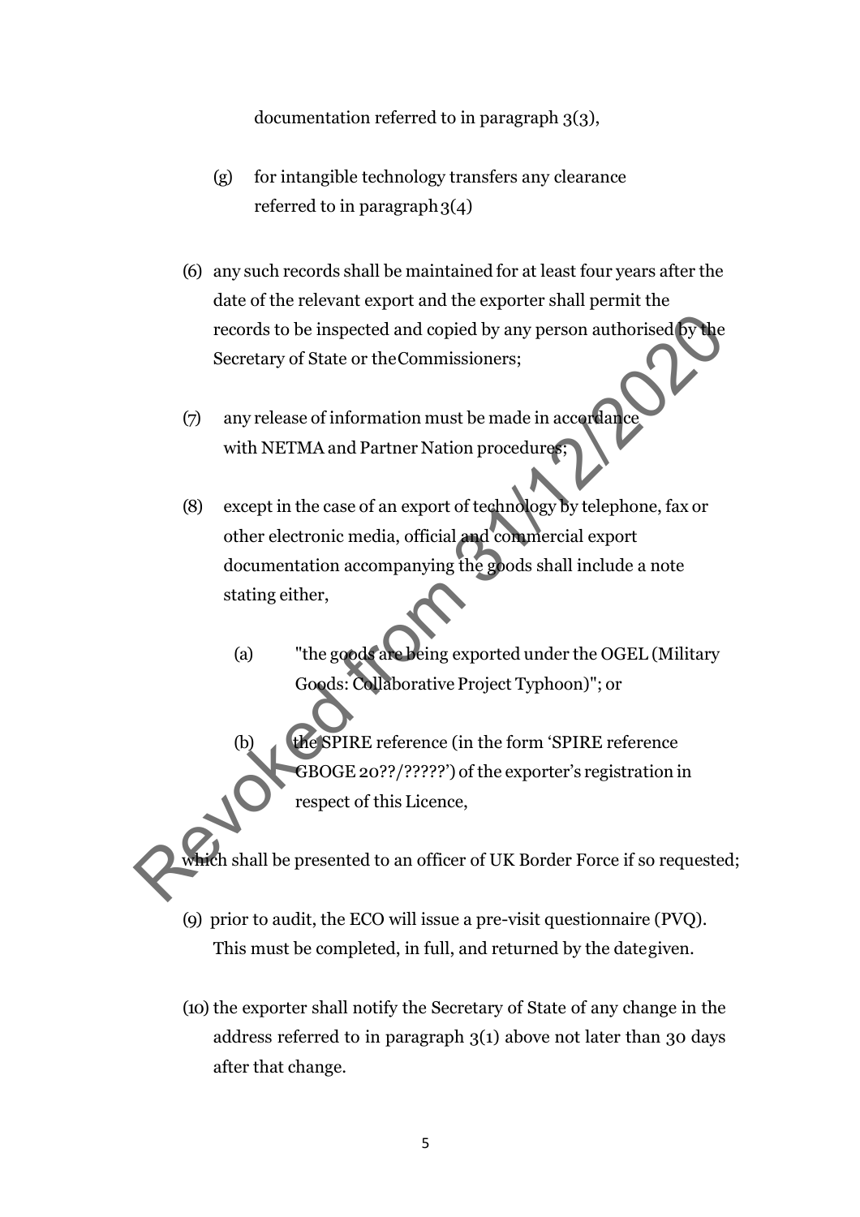documentation referred to in paragraph 3(3),

(g) for intangible technology transfers any clearance referred to in paragraph 3(4)

(6) any such records shall be maintained for at least four years after the date of the relevant export and the exporter shall permit the records to be inspected and copied by any person authorised by the Secretary of State or the Commissioners;

(7) any release of information must be made in accordance with NETMA and Partner Nation procedures;

(8) except in the case of an export of technology by telephone, fax or other electronic media, official and commercial export documentation accompanying the goods shall include a note stating either,

(a) "the goods are being exported under the OGEL (Military Goods: Collaborative Project Typhoon)"; or

(b) the SPIRE reference (in the form 'SPIRE reference GBOGE 20??/?????') of the exporter's registration in respect of this Licence,

which shall be presented to an officer of UK Border Force if so requested;

(9) prior to audit, the ECO will issue a pre-visit questionnaire (PVQ). This must be completed, in full, and returned by the date given.

(10) the exporter shall notify the Secretary of State of any change in the address referred to in paragraph 3(1) above not later than 30 days after that change.

Revoked from 31/12/2020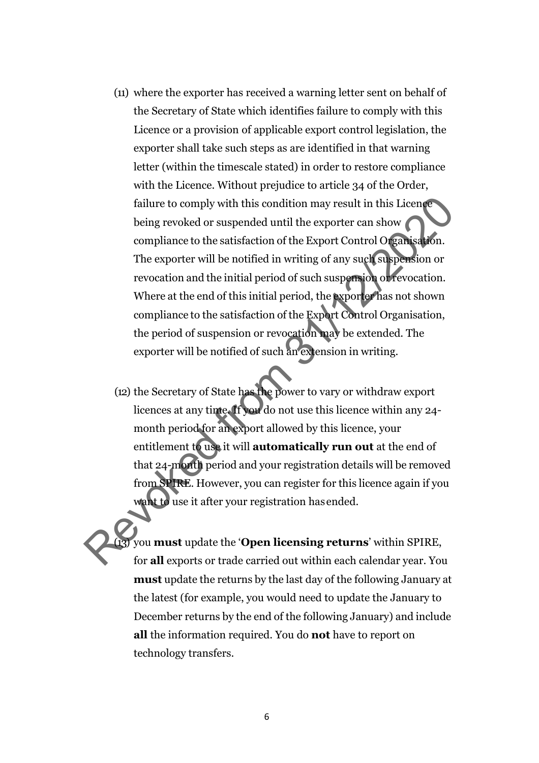(11) where the exporter has received a warning letter sent on behalf of the Secretary of State which identifies failure to comply with this Licence or a provision of applicable export control legislation, the exporter shall take such steps as are identified in that warning letter (within the timescale stated) in order to restore compliance with the Licence. Without prejudice to article 34 of the Order, failure to comply with this condition may result in this Licence being revoked or suspended until the exporter can show compliance to the satisfaction of the Export Control Organisation. The exporter will be notified in writing of any such suspension or revocation and the initial period of such suspension or revocation. Where at the end of this initial period, the exporter has not shown compliance to the satisfaction of the Export Control Organisation, the period of suspension or revocation may be extended. The exporter will be notified of such an extension in writing.

(12) the Secretary of State has the power to vary or withdraw export licences at any time. If you do not use this licence within any 24-month period for an export allowed by this licence, your entitlement to use it will **automatically run out** at the end of that 24-month period and your registration details will be removed from SPIRE. However, you can register for this licence again if you want to use it after your registration has ended.

(13) you **must** update the '**Open licensing returns**' within SPIRE, for **all** exports or trade carried out within each calendar year. You **must** update the returns by the last day of the following January at the latest (for example, you would need to update the January to December returns by the end of the following January) and include **all** the information required. You do **not** have to report on technology transfers.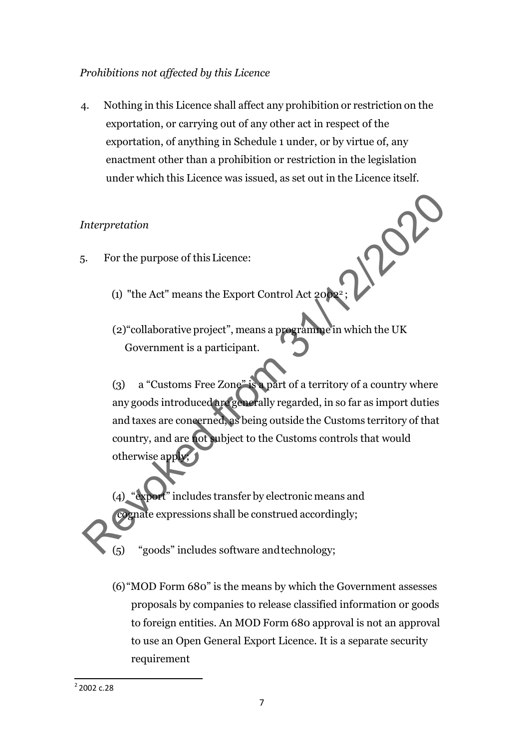*Prohibitions not affected by this Licence*

4. Nothing in this Licence shall affect any prohibition or restriction on the exportation, or carrying out of any other act in respect of the exportation, of anything in Schedule 1 under, or by virtue of, any enactment other than a prohibition or restriction in the legislation under which this Licence was issued, as set out in the Licence itself.

*Interpretation*

5. For the purpose of this Licence:

(1) "the Act" means the Export Control Act 2002[2];

(2) "collaborative project", means a programme in which the UK Government is a participant.

(3) a "Customs Free Zone" is a part of a territory of a country where any goods introduced are generally regarded, in so far as import duties and taxes are concerned, as being outside the Customs territory of that country, and are not subject to the Customs controls that would otherwise apply;

(4) "export" includes transfer by electronic means and cognate expressions shall be construed accordingly;

(5) "goods" includes software and technology;

(6) "MOD Form 680" is the means by which the Government assesses proposals by companies to release classified information or goods to foreign entities. An MOD Form 680 approval is not an approval to use an Open General Export Licence. It is a separate security requirement

---

[2] 2002 c.28

Revoked from 31/12/2020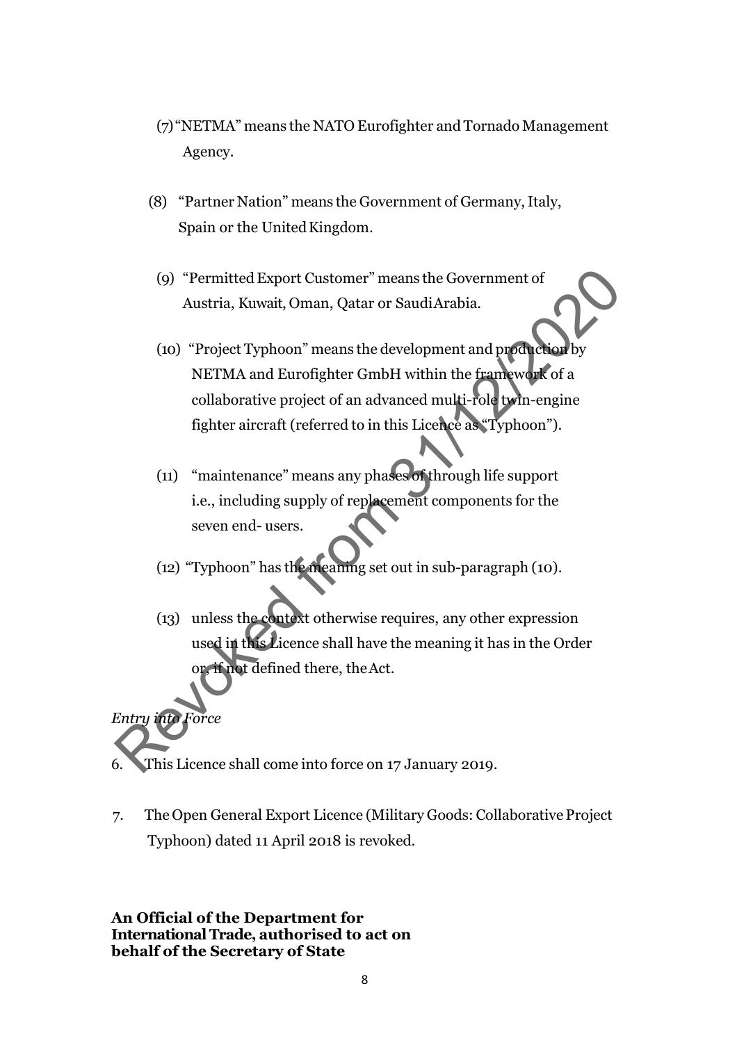(7) "NETMA" means the NATO Eurofighter and Tornado Management Agency.

(8) "Partner Nation" means the Government of Germany, Italy, Spain or the United Kingdom.

(9) "Permitted Export Customer" means the Government of Austria, Kuwait, Oman, Qatar or Saudi Arabia.

(10) "Project Typhoon" means the development and production by NETMA and Eurofighter GmbH within the framework of a collaborative project of an advanced multi-role twin-engine fighter aircraft (referred to in this Licence as "Typhoon").

(11) "maintenance" means any phases of through life support i.e., including supply of replacement components for the seven end- users.

(12) "Typhoon" has the meaning set out in sub-paragraph (10).

(13) unless the context otherwise requires, any other expression used in this Licence shall have the meaning it has in the Order or, if not defined there, the Act.

*Entry into Force*

6. This Licence shall come into force on 17 January 2019.

7. The Open General Export Licence (Military Goods: Collaborative Project Typhoon) dated 11 April 2018 is revoked.

Revoked from 31/12/2020

**An Official of the Department for International Trade, authorised to act on behalf of the Secretary of State**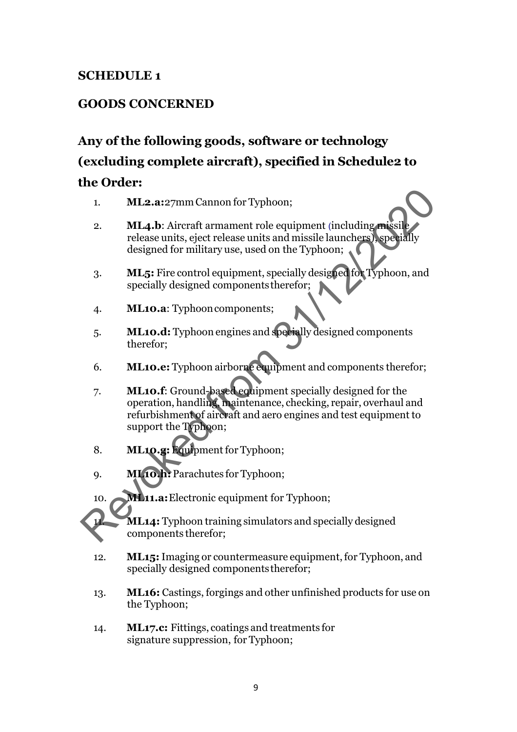## SCHEDULE 1

## GOODS CONCERNED

### Any of the following goods, software or technology (excluding complete aircraft), specified in Schedule2 to the Order:

1. **ML2.a:**27mm Cannon for Typhoon;
2. **ML4.b**: Aircraft armament role equipment (including missile release units, eject release units and missile launchers), specially designed for military use, used on the Typhoon;
3. **ML5:** Fire control equipment, specially designed for Typhoon, and specially designed components therefor;
4. **ML10.a**: Typhoon components;
5. **ML10.d:** Typhoon engines and specially designed components therefor;
6. **ML10.e:** Typhoon airborne equipment and components therefor;
7. **ML10.f**: Ground-based equipment specially designed for the operation, handling, maintenance, checking, repair, overhaul and refurbishment of aircraft and aero engines and test equipment to support the Typhoon;
8. **ML10.g:** Equipment for Typhoon;
9. **ML10.h:** Parachutes for Typhoon;
10. **ML11.a:** Electronic equipment for Typhoon;
11. **ML14:** Typhoon training simulators and specially designed components therefor;
12. **ML15:** Imaging or countermeasure equipment, for Typhoon, and specially designed components therefor;
13. **ML16:** Castings, forgings and other unfinished products for use on the Typhoon;
14. **ML17.c:** Fittings, coatings and treatments for signature suppression, for Typhoon;

Revoked from 31/12/2020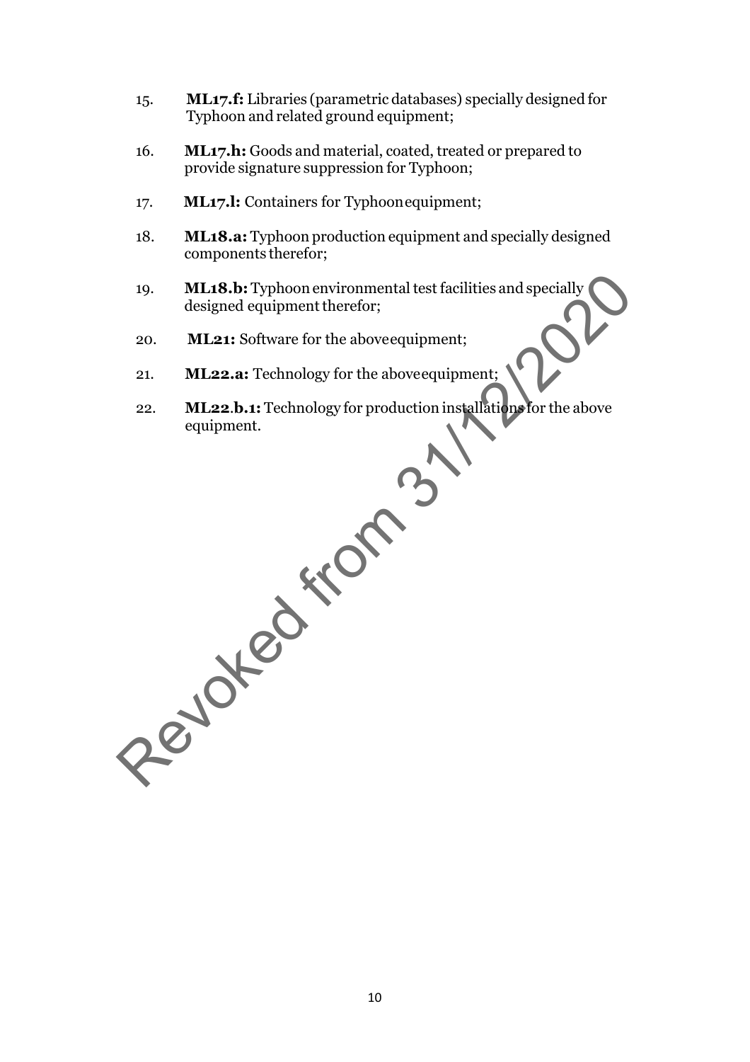15. **ML17.f:** Libraries (parametric databases) specially designed for Typhoon and related ground equipment;

16. **ML17.h:** Goods and material, coated, treated or prepared to provide signature suppression for Typhoon;

17. **ML17.l:** Containers for Typhoon equipment;

18. **ML18.a:** Typhoon production equipment and specially designed components therefor;

19. **ML18.b:** Typhoon environmental test facilities and specially designed equipment therefor;

20. **ML21:** Software for the above equipment;

21. **ML22.a:** Technology for the above equipment;

22. **ML22.b.1:** Technology for production installations for the above equipment.

Revoked from 31/12/2020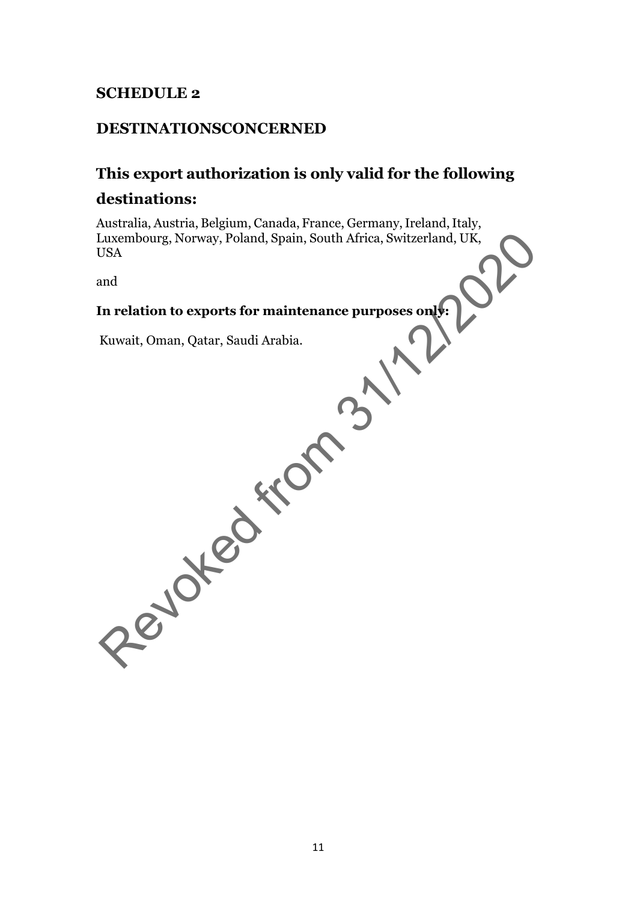## SCHEDULE 2

## DESTINATIONSCONCERNED

## This export authorization is only valid for the following destinations:

Australia, Austria, Belgium, Canada, France, Germany, Ireland, Italy, Luxembourg, Norway, Poland, Spain, South Africa, Switzerland, UK, USA

and

**In relation to exports for maintenance purposes only:**

Kuwait, Oman, Qatar, Saudi Arabia.

Revoked from 31/12/2020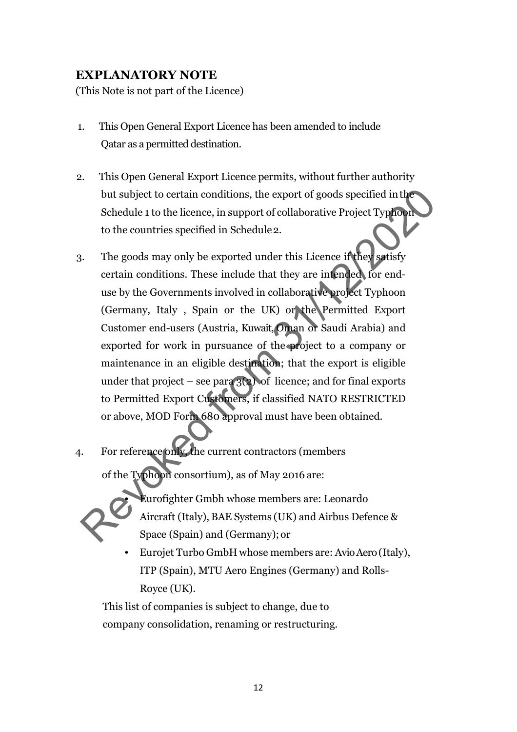## EXPLANATORY NOTE

(This Note is not part of the Licence)

1. This Open General Export Licence has been amended to include Qatar as a permitted destination.

2. This Open General Export Licence permits, without further authority but subject to certain conditions, the export of goods specified in the Schedule 1 to the licence, in support of collaborative Project Typhoon to the countries specified in Schedule 2.

3. The goods may only be exported under this Licence if they satisfy certain conditions. These include that they are intended for end-use by the Governments involved in collaborative project Typhoon (Germany, Italy , Spain or the UK) or the Permitted Export Customer end-users (Austria, Kuwait, Oman or Saudi Arabia) and exported for work in pursuance of the project to a company or maintenance in an eligible destination; that the export is eligible under that project – see para 3(2) of licence; and for final exports to Permitted Export Customers, if classified NATO RESTRICTED or above, MOD Form 680 approval must have been obtained.

4. For reference only, the current contractors (members of the Typhoon consortium), as of May 2016 are:

   - Eurofighter Gmbh whose members are: Leonardo Aircraft (Italy), BAE Systems (UK) and Airbus Defence & Space (Spain) and (Germany); or
   - Eurojet Turbo GmbH whose members are: Avio Aero (Italy), ITP (Spain), MTU Aero Engines (Germany) and Rolls-Royce (UK).

   This list of companies is subject to change, due to company consolidation, renaming or restructuring.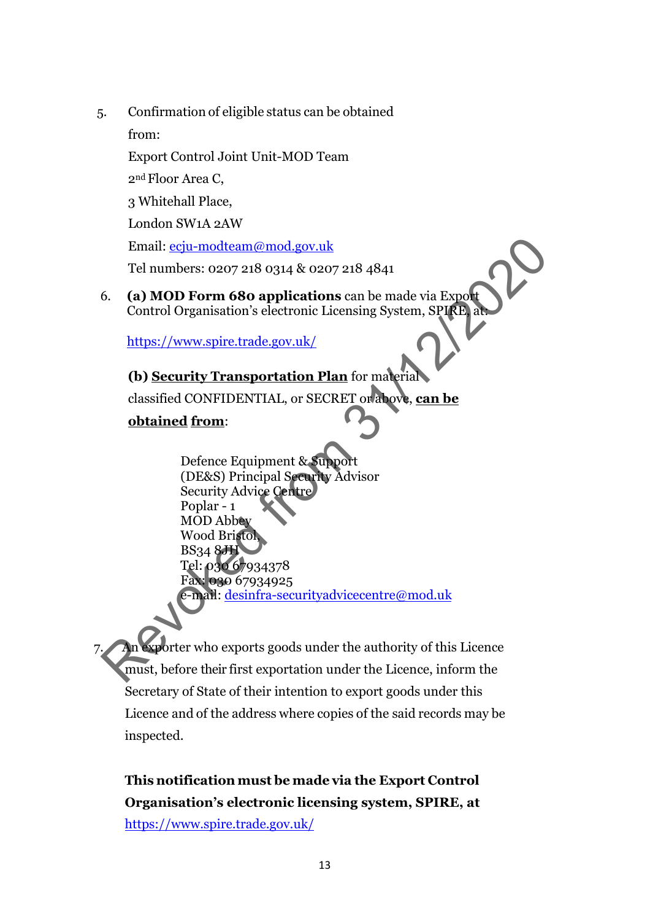5. Confirmation of eligible status can be obtained from:

   Export Control Joint Unit-MOD Team
   2nd Floor Area C,
   3 Whitehall Place,
   London SW1A 2AW
   Email: ecju-modteam@mod.gov.uk
   Tel numbers: 0207 218 0314 & 0207 218 4841

6. **(a) MOD Form 680 applications** can be made via Export Control Organisation's electronic Licensing System, SPIRE, at:

   https://www.spire.trade.gov.uk/

   **(b) Security Transportation Plan** for material classified CONFIDENTIAL, or SECRET or above, **can be obtained from**:

   Defence Equipment & Support
   (DE&S) Principal Security Advisor
   Security Advice Centre
   Poplar - 1
   MOD Abbey
   Wood Bristol,
   BS34 8JH
   Tel: 030 67934378
   Fax: 030 67934925
   e-mail: desinfra-securityadvicecentre@mod.uk

7. An exporter who exports goods under the authority of this Licence must, before their first exportation under the Licence, inform the Secretary of State of their intention to export goods under this Licence and of the address where copies of the said records may be inspected.

   **This notification must be made via the Export Control Organisation's electronic licensing system, SPIRE, at** https://www.spire.trade.gov.uk/

Revoked from 31/12/2020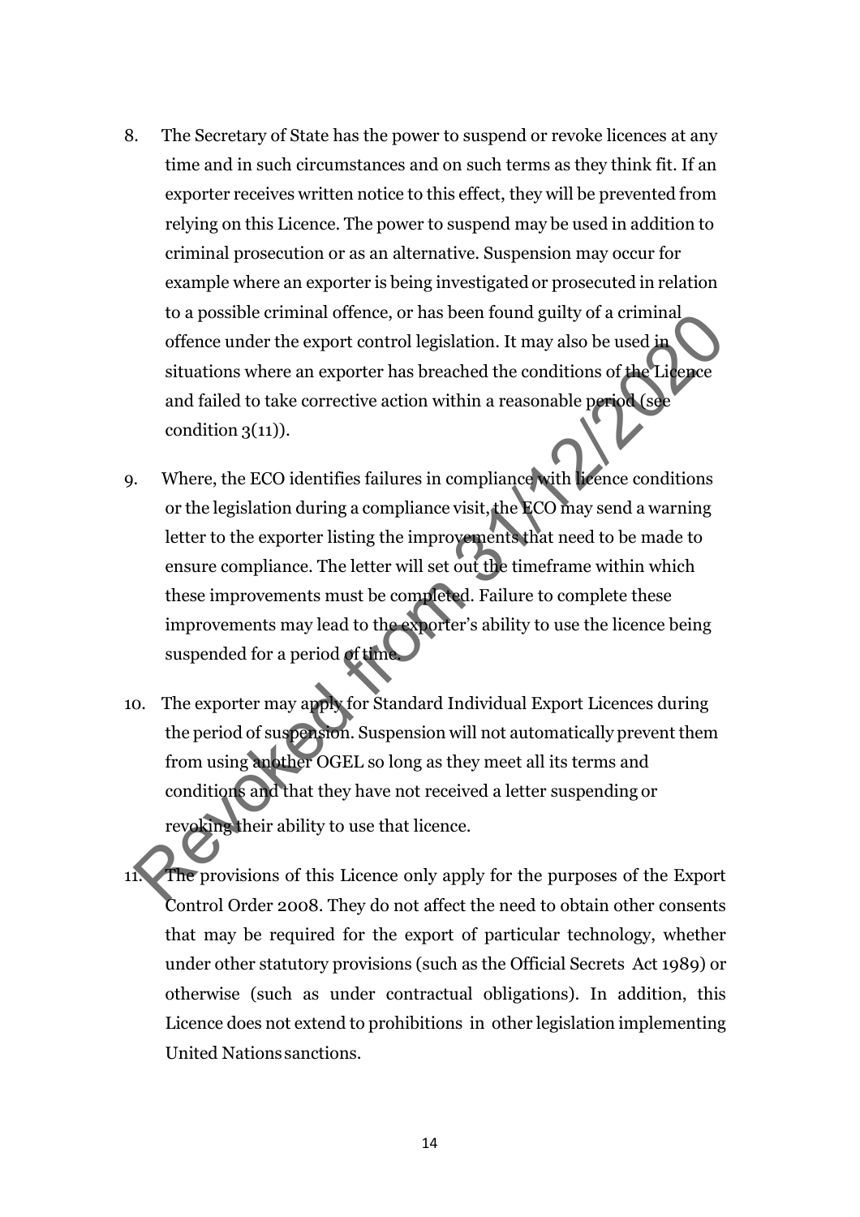8. The Secretary of State has the power to suspend or revoke licences at any time and in such circumstances and on such terms as they think fit. If an exporter receives written notice to this effect, they will be prevented from relying on this Licence. The power to suspend may be used in addition to criminal prosecution or as an alternative. Suspension may occur for example where an exporter is being investigated or prosecuted in relation to a possible criminal offence, or has been found guilty of a criminal offence under the export control legislation. It may also be used in situations where an exporter has breached the conditions of the Licence and failed to take corrective action within a reasonable period (see condition 3(11)).

9. Where, the ECO identifies failures in compliance with licence conditions or the legislation during a compliance visit, the ECO may send a warning letter to the exporter listing the improvements that need to be made to ensure compliance. The letter will set out the timeframe within which these improvements must be completed. Failure to complete these improvements may lead to the exporter's ability to use the licence being suspended for a period of time.

10. The exporter may apply for Standard Individual Export Licences during the period of suspension. Suspension will not automatically prevent them from using another OGEL so long as they meet all its terms and conditions and that they have not received a letter suspending or revoking their ability to use that licence.

11. The provisions of this Licence only apply for the purposes of the Export Control Order 2008. They do not affect the need to obtain other consents that may be required for the export of particular technology, whether under other statutory provisions (such as the Official Secrets Act 1989) or otherwise (such as under contractual obligations). In addition, this Licence does not extend to prohibitions in other legislation implementing United Nations sanctions.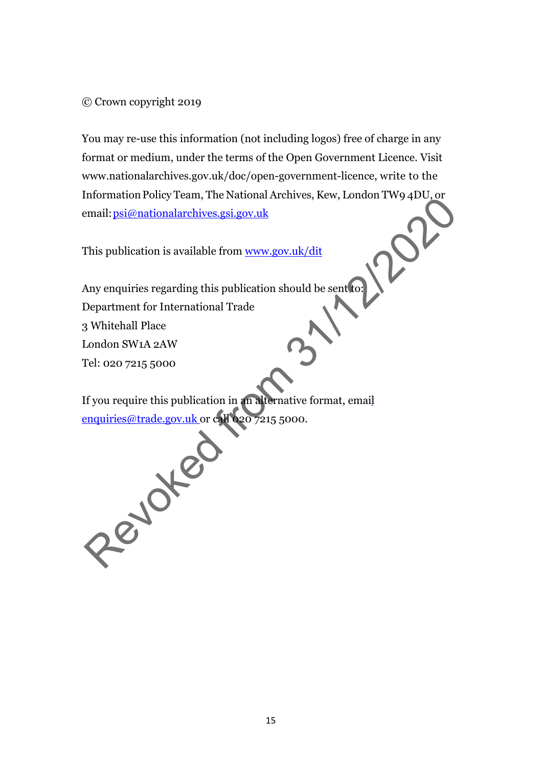© Crown copyright 2019

You may re-use this information (not including logos) free of charge in any format or medium, under the terms of the Open Government Licence. Visit www.nationalarchives.gov.uk/doc/open-government-licence, write to the Information Policy Team, The National Archives, Kew, London TW9 4DU, or email: psi@nationalarchives.gsi.gov.uk

This publication is available from www.gov.uk/dit

Any enquiries regarding this publication should be sent to:
Department for International Trade
3 Whitehall Place
London SW1A 2AW
Tel: 020 7215 5000

If you require this publication in an alternative format, email enquiries@trade.gov.uk or call 020 7215 5000.

Revoked from 31/12/2020